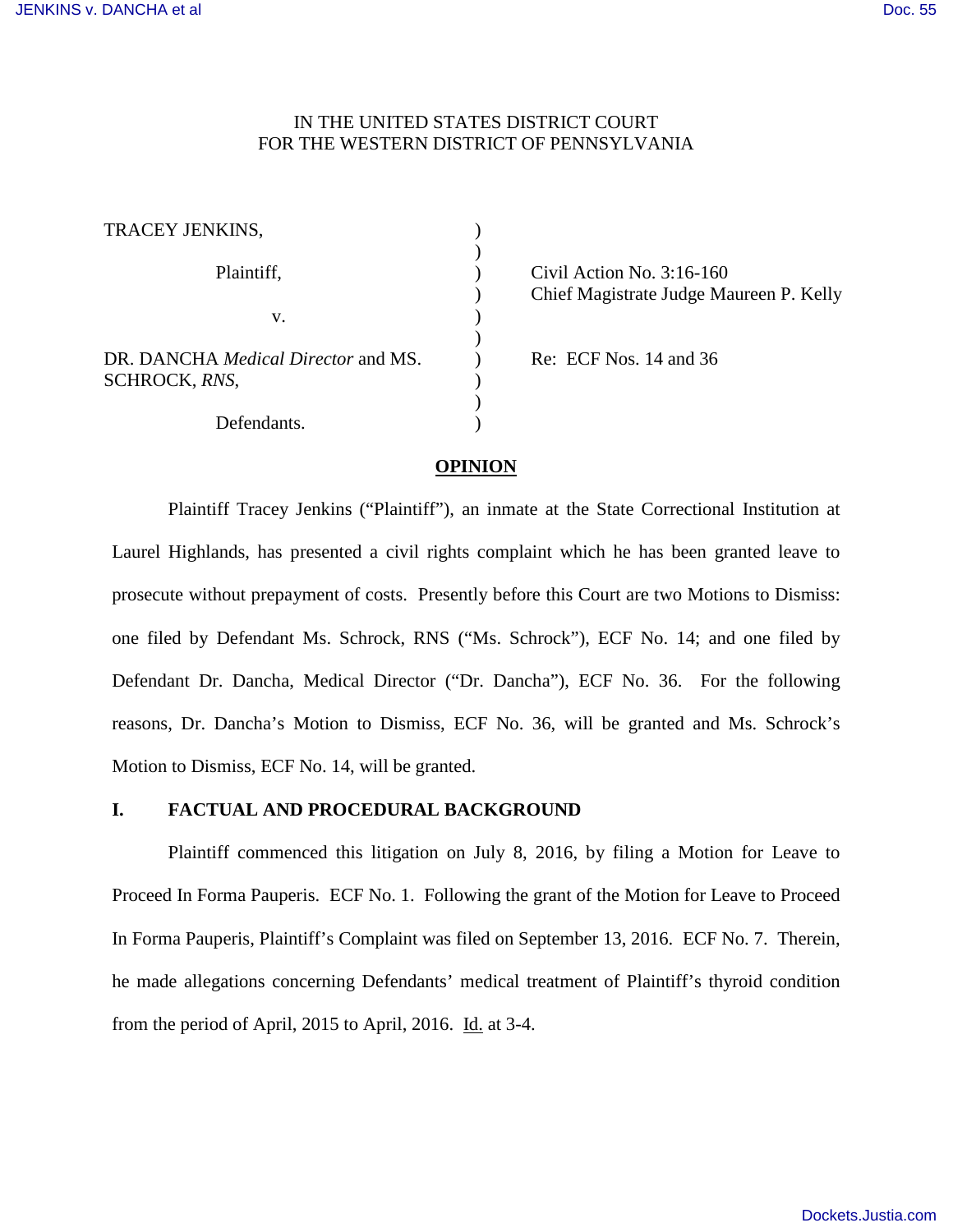IN THE UNITED STATES DISTRICT COURT
FOR THE WESTERN DISTRICT OF PENNSYLVANIA

| | | |
|---|---|---|
| TRACEY JENKINS,<br><br>Plaintiff,<br><br>v.<br><br>DR. DANCHA *Medical Director* and MS. SCHROCK, *RNS*,<br><br>Defendants. | ) | Civil Action No. 3:16-160<br>Chief Magistrate Judge Maureen P. Kelly<br><br>Re: ECF Nos. 14 and 36 |

**OPINION**

Plaintiff Tracey Jenkins ("Plaintiff"), an inmate at the State Correctional Institution at Laurel Highlands, has presented a civil rights complaint which he has been granted leave to prosecute without prepayment of costs. Presently before this Court are two Motions to Dismiss: one filed by Defendant Ms. Schrock, RNS ("Ms. Schrock"), ECF No. 14; and one filed by Defendant Dr. Dancha, Medical Director ("Dr. Dancha"), ECF No. 36. For the following reasons, Dr. Dancha's Motion to Dismiss, ECF No. 36, will be granted and Ms. Schrock's Motion to Dismiss, ECF No. 14, will be granted.

## I. FACTUAL AND PROCEDURAL BACKGROUND

Plaintiff commenced this litigation on July 8, 2016, by filing a Motion for Leave to Proceed In Forma Pauperis. ECF No. 1. Following the grant of the Motion for Leave to Proceed In Forma Pauperis, Plaintiff's Complaint was filed on September 13, 2016. ECF No. 7. Therein, he made allegations concerning Defendants' medical treatment of Plaintiff's thyroid condition from the period of April, 2015 to April, 2016. Id. at 3-4.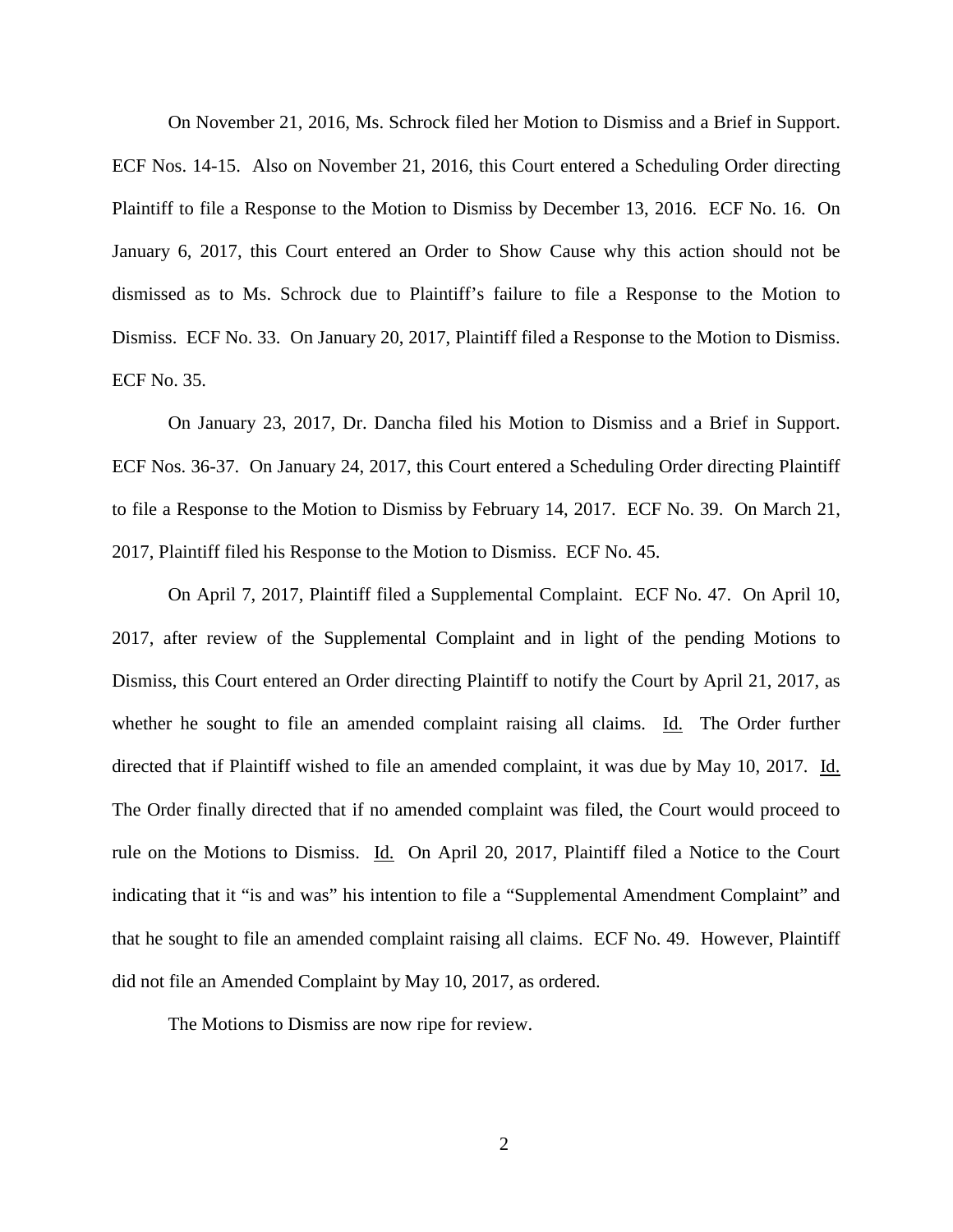On November 21, 2016, Ms. Schrock filed her Motion to Dismiss and a Brief in Support. ECF Nos. 14-15. Also on November 21, 2016, this Court entered a Scheduling Order directing Plaintiff to file a Response to the Motion to Dismiss by December 13, 2016. ECF No. 16. On January 6, 2017, this Court entered an Order to Show Cause why this action should not be dismissed as to Ms. Schrock due to Plaintiff's failure to file a Response to the Motion to Dismiss. ECF No. 33. On January 20, 2017, Plaintiff filed a Response to the Motion to Dismiss. ECF No. 35.

On January 23, 2017, Dr. Dancha filed his Motion to Dismiss and a Brief in Support. ECF Nos. 36-37. On January 24, 2017, this Court entered a Scheduling Order directing Plaintiff to file a Response to the Motion to Dismiss by February 14, 2017. ECF No. 39. On March 21, 2017, Plaintiff filed his Response to the Motion to Dismiss. ECF No. 45.

On April 7, 2017, Plaintiff filed a Supplemental Complaint. ECF No. 47. On April 10, 2017, after review of the Supplemental Complaint and in light of the pending Motions to Dismiss, this Court entered an Order directing Plaintiff to notify the Court by April 21, 2017, as whether he sought to file an amended complaint raising all claims. Id. The Order further directed that if Plaintiff wished to file an amended complaint, it was due by May 10, 2017. Id. The Order finally directed that if no amended complaint was filed, the Court would proceed to rule on the Motions to Dismiss. Id. On April 20, 2017, Plaintiff filed a Notice to the Court indicating that it "is and was" his intention to file a "Supplemental Amendment Complaint" and that he sought to file an amended complaint raising all claims. ECF No. 49. However, Plaintiff did not file an Amended Complaint by May 10, 2017, as ordered.

The Motions to Dismiss are now ripe for review.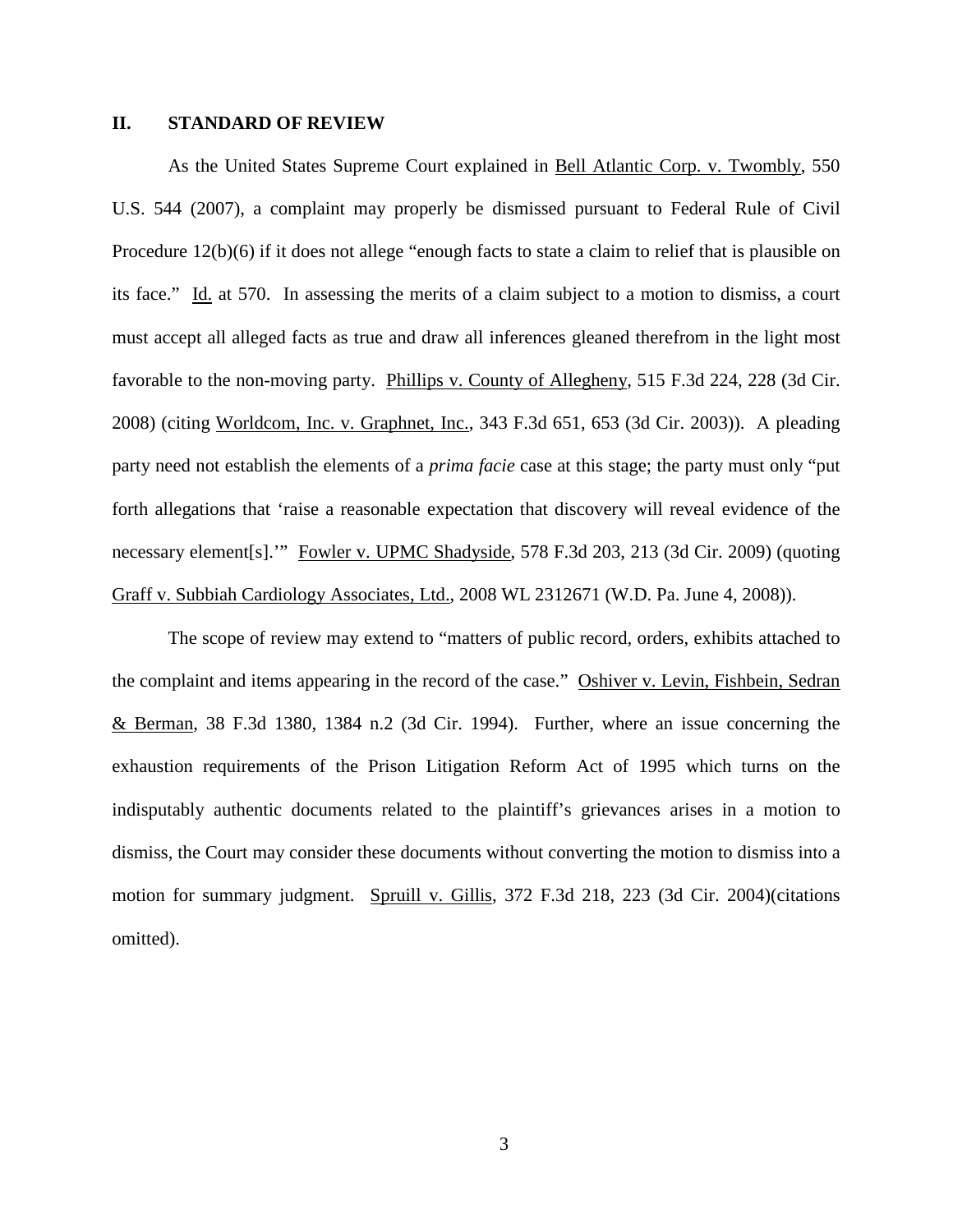## II. STANDARD OF REVIEW

As the United States Supreme Court explained in Bell Atlantic Corp. v. Twombly, 550 U.S. 544 (2007), a complaint may properly be dismissed pursuant to Federal Rule of Civil Procedure 12(b)(6) if it does not allege "enough facts to state a claim to relief that is plausible on its face." Id. at 570. In assessing the merits of a claim subject to a motion to dismiss, a court must accept all alleged facts as true and draw all inferences gleaned therefrom in the light most favorable to the non-moving party. Phillips v. County of Allegheny, 515 F.3d 224, 228 (3d Cir. 2008) (citing Worldcom, Inc. v. Graphnet, Inc., 343 F.3d 651, 653 (3d Cir. 2003)). A pleading party need not establish the elements of a *prima facie* case at this stage; the party must only "put forth allegations that 'raise a reasonable expectation that discovery will reveal evidence of the necessary element[s].'" Fowler v. UPMC Shadyside, 578 F.3d 203, 213 (3d Cir. 2009) (quoting Graff v. Subbiah Cardiology Associates, Ltd., 2008 WL 2312671 (W.D. Pa. June 4, 2008)).

The scope of review may extend to "matters of public record, orders, exhibits attached to the complaint and items appearing in the record of the case." Oshiver v. Levin, Fishbein, Sedran & Berman, 38 F.3d 1380, 1384 n.2 (3d Cir. 1994). Further, where an issue concerning the exhaustion requirements of the Prison Litigation Reform Act of 1995 which turns on the indisputably authentic documents related to the plaintiff's grievances arises in a motion to dismiss, the Court may consider these documents without converting the motion to dismiss into a motion for summary judgment. Spruill v. Gillis, 372 F.3d 218, 223 (3d Cir. 2004)(citations omitted).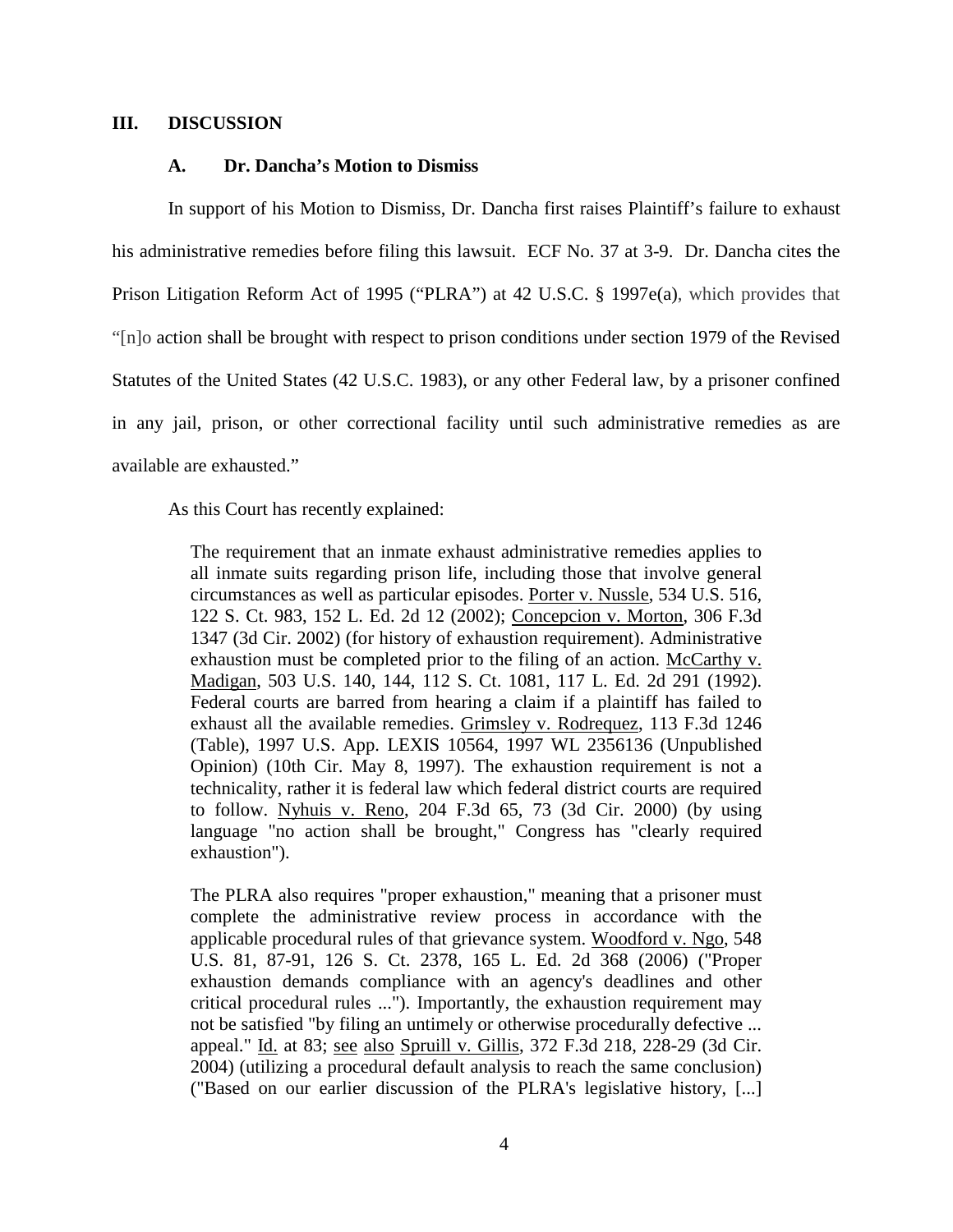## III. DISCUSSION

### A. Dr. Dancha's Motion to Dismiss

In support of his Motion to Dismiss, Dr. Dancha first raises Plaintiff's failure to exhaust his administrative remedies before filing this lawsuit. ECF No. 37 at 3-9. Dr. Dancha cites the Prison Litigation Reform Act of 1995 ("PLRA") at 42 U.S.C. § 1997e(a), which provides that "[n]o action shall be brought with respect to prison conditions under section 1979 of the Revised Statutes of the United States (42 U.S.C. 1983), or any other Federal law, by a prisoner confined in any jail, prison, or other correctional facility until such administrative remedies as are available are exhausted."

As this Court has recently explained:

> The requirement that an inmate exhaust administrative remedies applies to all inmate suits regarding prison life, including those that involve general circumstances as well as particular episodes. Porter v. Nussle, 534 U.S. 516, 122 S. Ct. 983, 152 L. Ed. 2d 12 (2002); Concepcion v. Morton, 306 F.3d 1347 (3d Cir. 2002) (for history of exhaustion requirement). Administrative exhaustion must be completed prior to the filing of an action. McCarthy v. Madigan, 503 U.S. 140, 144, 112 S. Ct. 1081, 117 L. Ed. 2d 291 (1992). Federal courts are barred from hearing a claim if a plaintiff has failed to exhaust all the available remedies. Grimsley v. Rodrequez, 113 F.3d 1246 (Table), 1997 U.S. App. LEXIS 10564, 1997 WL 2356136 (Unpublished Opinion) (10th Cir. May 8, 1997). The exhaustion requirement is not a technicality, rather it is federal law which federal district courts are required to follow. Nyhuis v. Reno, 204 F.3d 65, 73 (3d Cir. 2000) (by using language "no action shall be brought," Congress has "clearly required exhaustion").
>
> The PLRA also requires "proper exhaustion," meaning that a prisoner must complete the administrative review process in accordance with the applicable procedural rules of that grievance system. Woodford v. Ngo, 548 U.S. 81, 87-91, 126 S. Ct. 2378, 165 L. Ed. 2d 368 (2006) ("Proper exhaustion demands compliance with an agency's deadlines and other critical procedural rules ..."). Importantly, the exhaustion requirement may not be satisfied "by filing an untimely or otherwise procedurally defective ... appeal." Id. at 83; see also Spruill v. Gillis, 372 F.3d 218, 228-29 (3d Cir. 2004) (utilizing a procedural default analysis to reach the same conclusion) ("Based on our earlier discussion of the PLRA's legislative history, [...]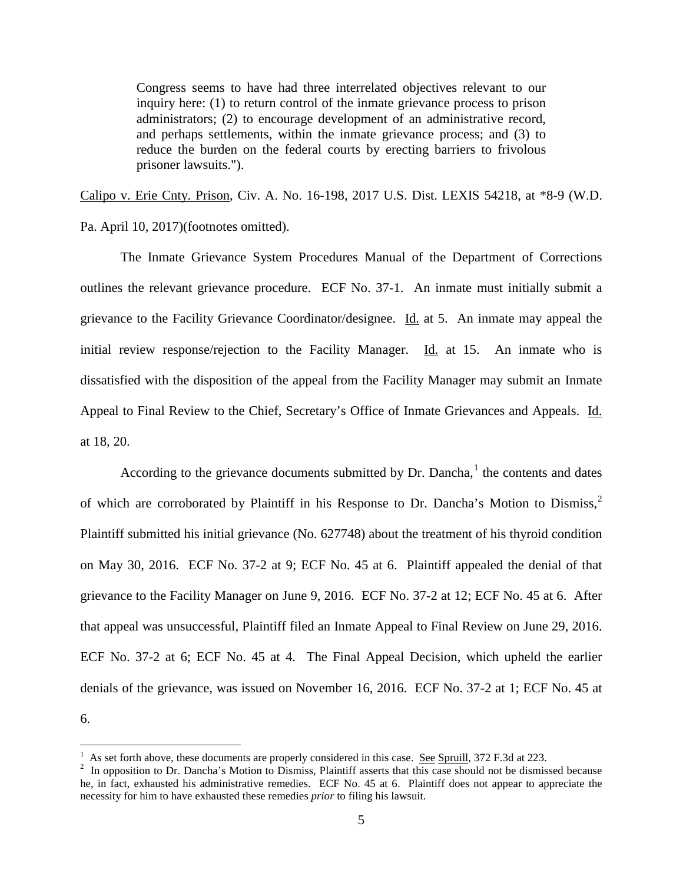> Congress seems to have had three interrelated objectives relevant to our inquiry here: (1) to return control of the inmate grievance process to prison administrators; (2) to encourage development of an administrative record, and perhaps settlements, within the inmate grievance process; and (3) to reduce the burden on the federal courts by erecting barriers to frivolous prisoner lawsuits.").

Calipo v. Erie Cnty. Prison, Civ. A. No. 16-198, 2017 U.S. Dist. LEXIS 54218, at *8-9 (W.D. Pa. April 10, 2017)(footnotes omitted).

The Inmate Grievance System Procedures Manual of the Department of Corrections outlines the relevant grievance procedure. ECF No. 37-1. An inmate must initially submit a grievance to the Facility Grievance Coordinator/designee. Id. at 5. An inmate may appeal the initial review response/rejection to the Facility Manager. Id. at 15. An inmate who is dissatisfied with the disposition of the appeal from the Facility Manager may submit an Inmate Appeal to Final Review to the Chief, Secretary's Office of Inmate Grievances and Appeals. Id. at 18, 20.

According to the grievance documents submitted by Dr. Dancha,[1] the contents and dates of which are corroborated by Plaintiff in his Response to Dr. Dancha's Motion to Dismiss,[2] Plaintiff submitted his initial grievance (No. 627748) about the treatment of his thyroid condition on May 30, 2016. ECF No. 37-2 at 9; ECF No. 45 at 6. Plaintiff appealed the denial of that grievance to the Facility Manager on June 9, 2016. ECF No. 37-2 at 12; ECF No. 45 at 6. After that appeal was unsuccessful, Plaintiff filed an Inmate Appeal to Final Review on June 29, 2016. ECF No. 37-2 at 6; ECF No. 45 at 4. The Final Appeal Decision, which upheld the earlier denials of the grievance, was issued on November 16, 2016. ECF No. 37-2 at 1; ECF No. 45 at 6.

---

[1] As set forth above, these documents are properly considered in this case. See Spruill, 372 F.3d at 223.

[2] In opposition to Dr. Dancha's Motion to Dismiss, Plaintiff asserts that this case should not be dismissed because he, in fact, exhausted his administrative remedies. ECF No. 45 at 6. Plaintiff does not appear to appreciate the necessity for him to have exhausted these remedies *prior* to filing his lawsuit.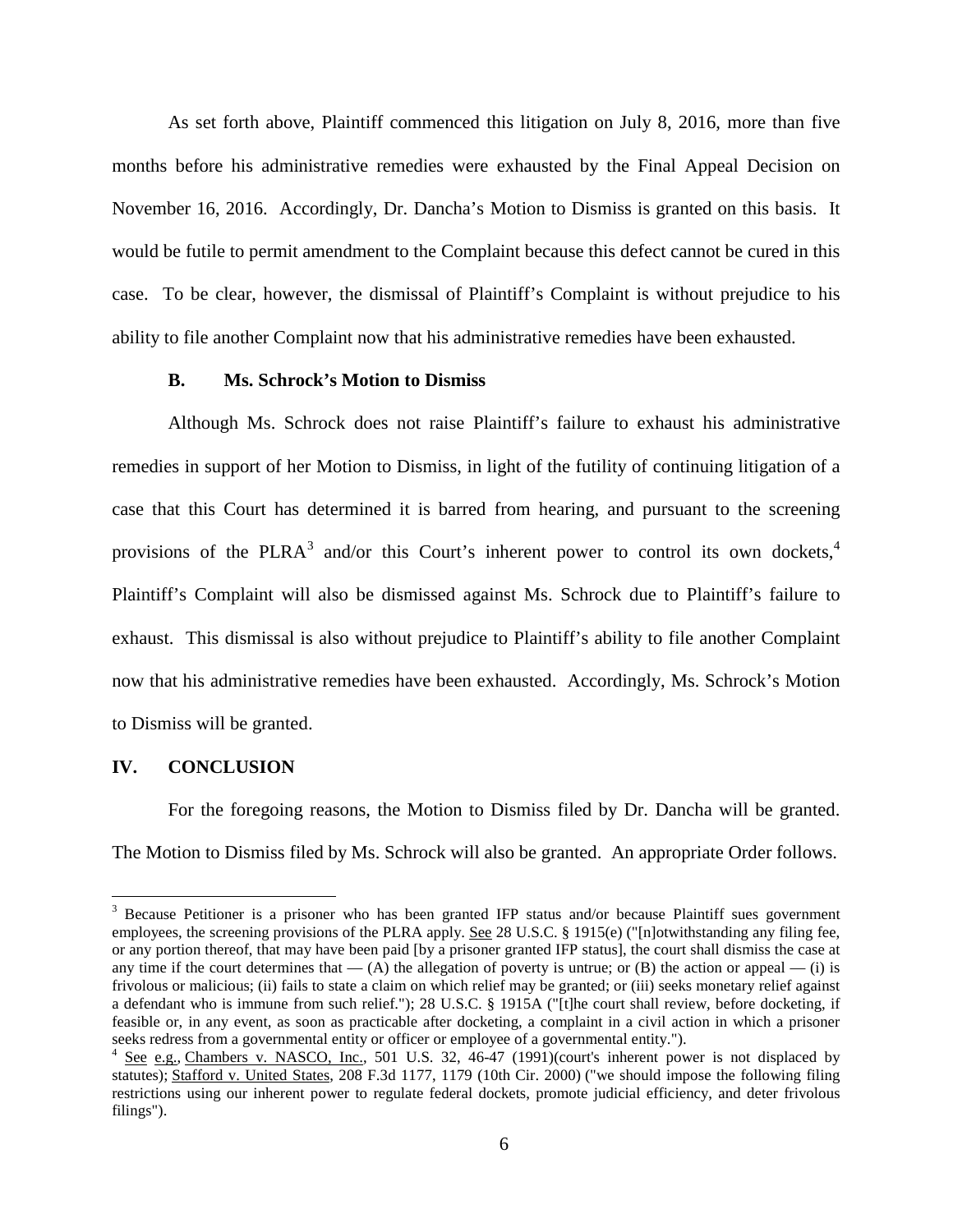As set forth above, Plaintiff commenced this litigation on July 8, 2016, more than five months before his administrative remedies were exhausted by the Final Appeal Decision on November 16, 2016. Accordingly, Dr. Dancha's Motion to Dismiss is granted on this basis. It would be futile to permit amendment to the Complaint because this defect cannot be cured in this case. To be clear, however, the dismissal of Plaintiff's Complaint is without prejudice to his ability to file another Complaint now that his administrative remedies have been exhausted.

### B. Ms. Schrock's Motion to Dismiss

Although Ms. Schrock does not raise Plaintiff's failure to exhaust his administrative remedies in support of her Motion to Dismiss, in light of the futility of continuing litigation of a case that this Court has determined it is barred from hearing, and pursuant to the screening provisions of the PLRA[3] and/or this Court's inherent power to control its own dockets,[4] Plaintiff's Complaint will also be dismissed against Ms. Schrock due to Plaintiff's failure to exhaust. This dismissal is also without prejudice to Plaintiff's ability to file another Complaint now that his administrative remedies have been exhausted. Accordingly, Ms. Schrock's Motion to Dismiss will be granted.

## IV. CONCLUSION

For the foregoing reasons, the Motion to Dismiss filed by Dr. Dancha will be granted. The Motion to Dismiss filed by Ms. Schrock will also be granted. An appropriate Order follows.

---

[3] Because Petitioner is a prisoner who has been granted IFP status and/or because Plaintiff sues government employees, the screening provisions of the PLRA apply. See 28 U.S.C. § 1915(e) ("[n]otwithstanding any filing fee, or any portion thereof, that may have been paid [by a prisoner granted IFP status], the court shall dismiss the case at any time if the court determines that — (A) the allegation of poverty is untrue; or (B) the action or appeal — (i) is frivolous or malicious; (ii) fails to state a claim on which relief may be granted; or (iii) seeks monetary relief against a defendant who is immune from such relief."); 28 U.S.C. § 1915A ("[t]he court shall review, before docketing, if feasible or, in any event, as soon as practicable after docketing, a complaint in a civil action in which a prisoner seeks redress from a governmental entity or officer or employee of a governmental entity.").

[4] See e.g., Chambers v. NASCO, Inc., 501 U.S. 32, 46-47 (1991)(court's inherent power is not displaced by statutes); Stafford v. United States, 208 F.3d 1177, 1179 (10th Cir. 2000) ("we should impose the following filing restrictions using our inherent power to regulate federal dockets, promote judicial efficiency, and deter frivolous filings").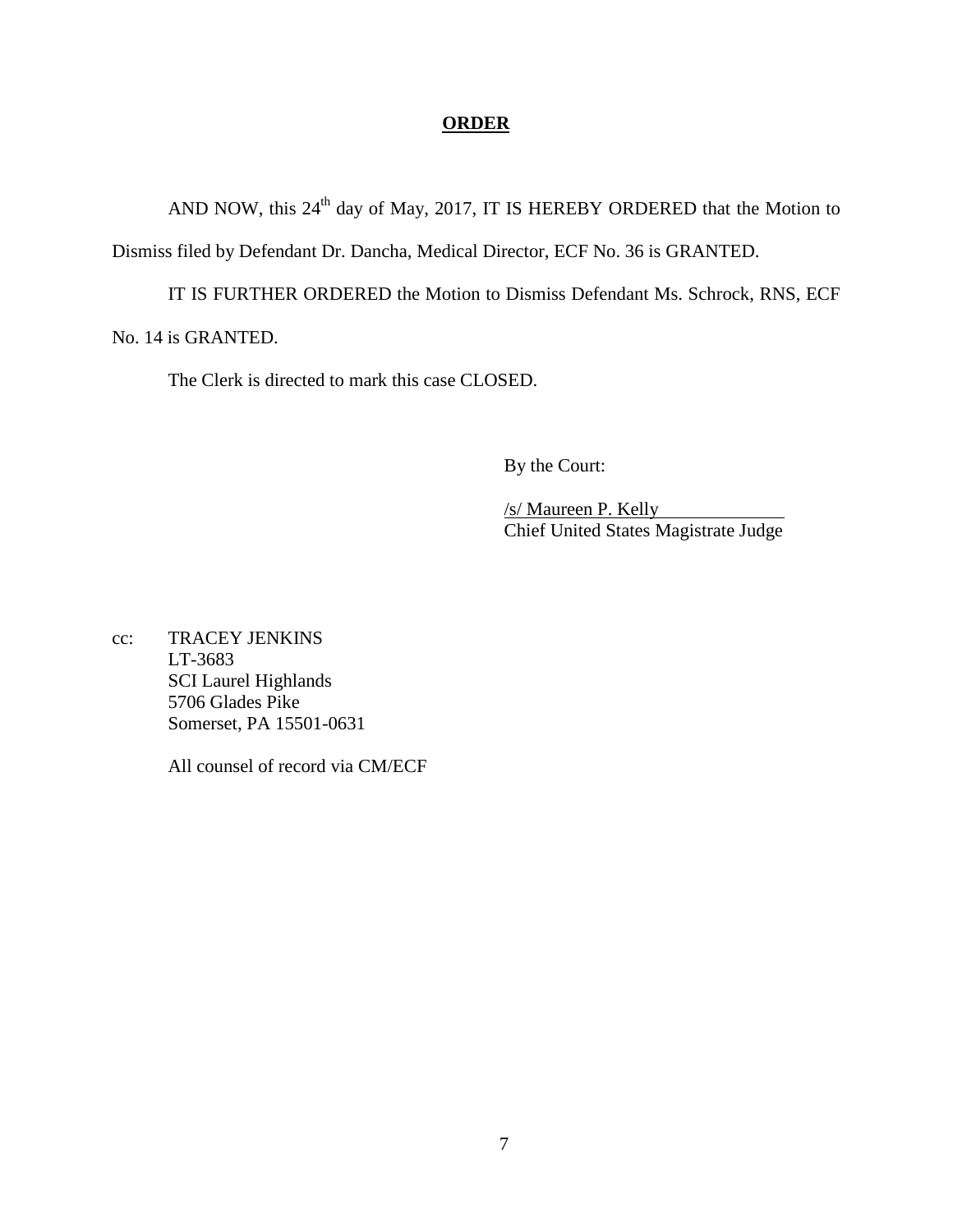# **ORDER**

AND NOW, this 24th day of May, 2017, IT IS HEREBY ORDERED that the Motion to Dismiss filed by Defendant Dr. Dancha, Medical Director, ECF No. 36 is GRANTED.

IT IS FURTHER ORDERED the Motion to Dismiss Defendant Ms. Schrock, RNS, ECF No. 14 is GRANTED.

The Clerk is directed to mark this case CLOSED.

By the Court:

/s/ Maureen P. Kelly
Chief United States Magistrate Judge

cc: TRACEY JENKINS
LT-3683
SCI Laurel Highlands
5706 Glades Pike
Somerset, PA 15501-0631

All counsel of record via CM/ECF